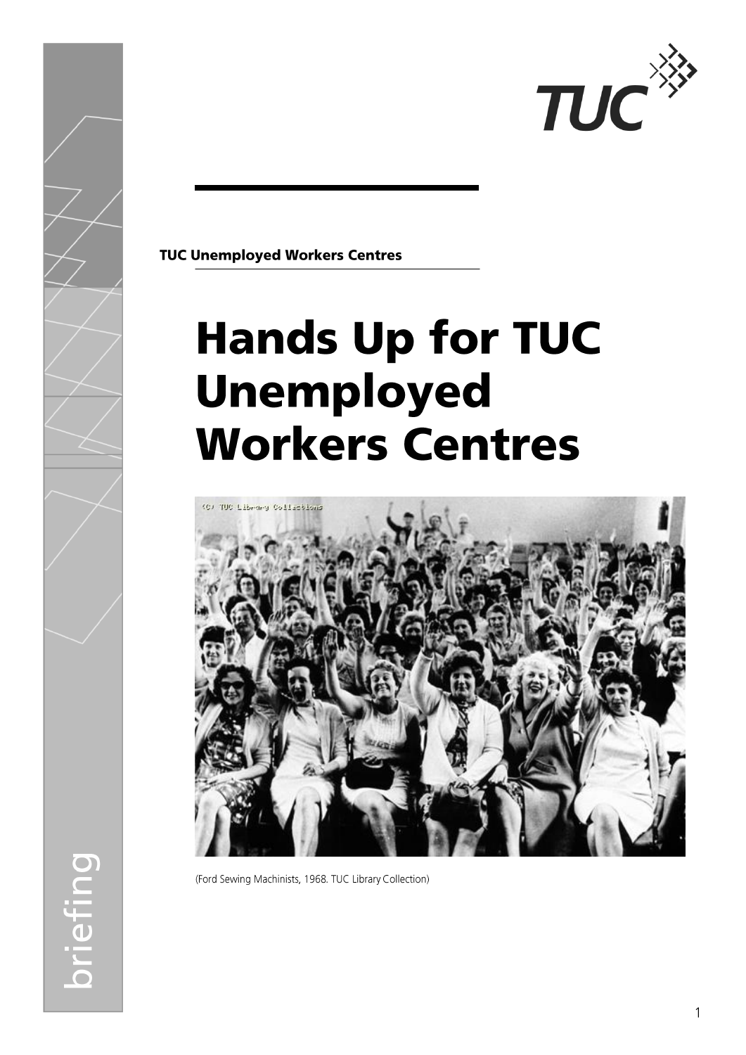TUC

**TUC Unemployed Workers Centres**

# Hands Up for TUC Unemployed Workers Centres

(Ford Sewing Machinists, 1968. TUC Library Collection)

briefing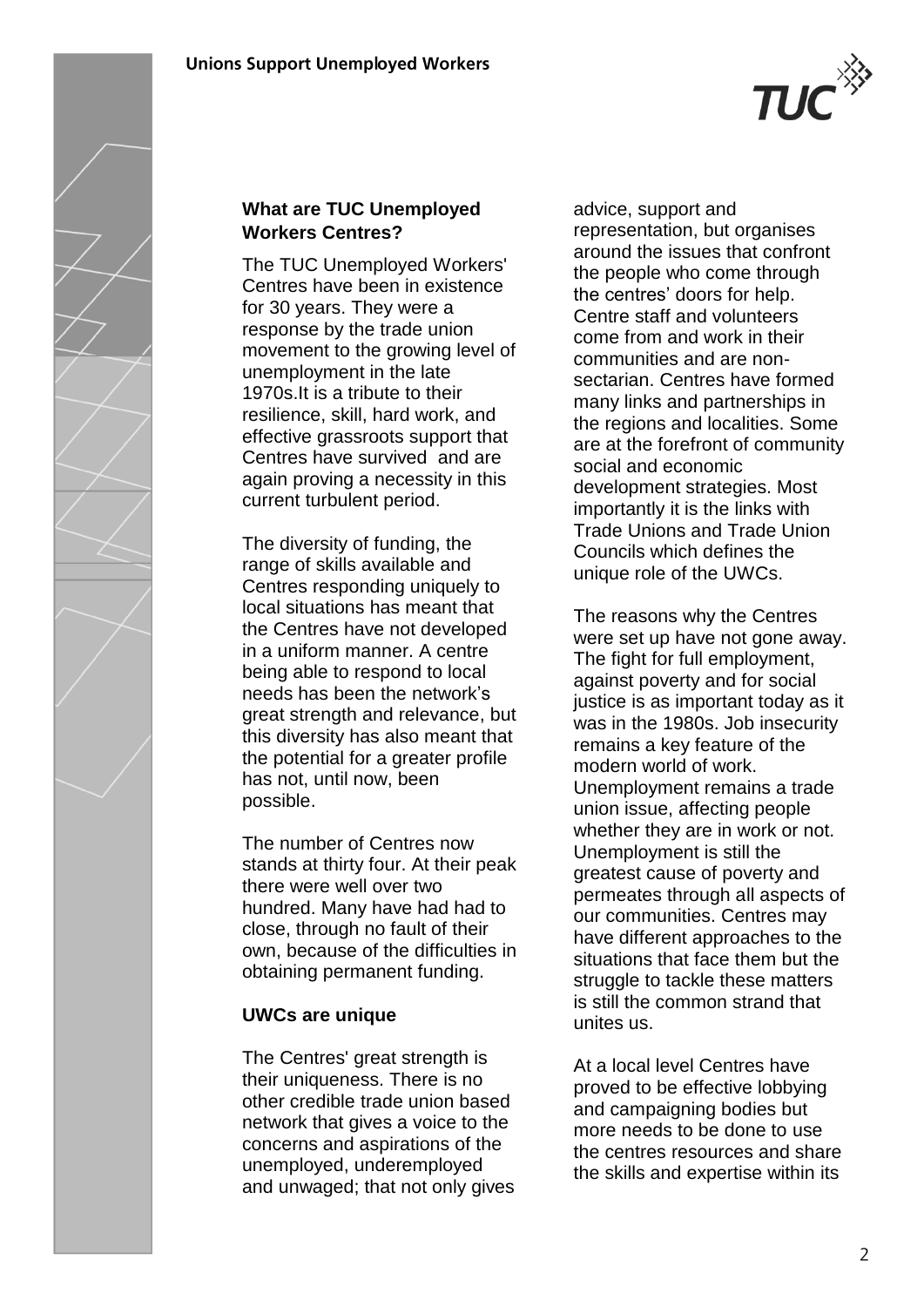### What are TUC Unemployed Workers Centres?

The TUC Unemployed Workers' Centres have been in existence for 30 years. They were a response by the trade union movement to the growing level of unemployment in the late 1970s.It is a tribute to their resilience, skill, hard work, and effective grassroots support that Centres have survived and are again proving a necessity in this current turbulent period.

The diversity of funding, the range of skills available and Centres responding uniquely to local situations has meant that the Centres have not developed in a uniform manner. A centre being able to respond to local needs has been the network's great strength and relevance, but this diversity has also meant that the potential for a greater profile has not, until now, been possible.

The number of Centres now stands at thirty four. At their peak there were well over two hundred. Many have had had to close, through no fault of their own, because of the difficulties in obtaining permanent funding.

### UWCs are unique

The Centres' great strength is their uniqueness. There is no other credible trade union based network that gives a voice to the concerns and aspirations of the unemployed, underemployed and unwaged; that not only gives advice, support and representation, but organises around the issues that confront the people who come through the centres' doors for help. Centre staff and volunteers come from and work in their communities and are non-sectarian. Centres have formed many links and partnerships in the regions and localities. Some are at the forefront of community social and economic development strategies. Most importantly it is the links with Trade Unions and Trade Union Councils which defines the unique role of the UWCs.

The reasons why the Centres were set up have not gone away. The fight for full employment, against poverty and for social justice is as important today as it was in the 1980s. Job insecurity remains a key feature of the modern world of work. Unemployment remains a trade union issue, affecting people whether they are in work or not. Unemployment is still the greatest cause of poverty and permeates through all aspects of our communities. Centres may have different approaches to the situations that face them but the struggle to tackle these matters is still the common strand that unites us.

At a local level Centres have proved to be effective lobbying and campaigning bodies but more needs to be done to use the centres resources and share the skills and expertise within its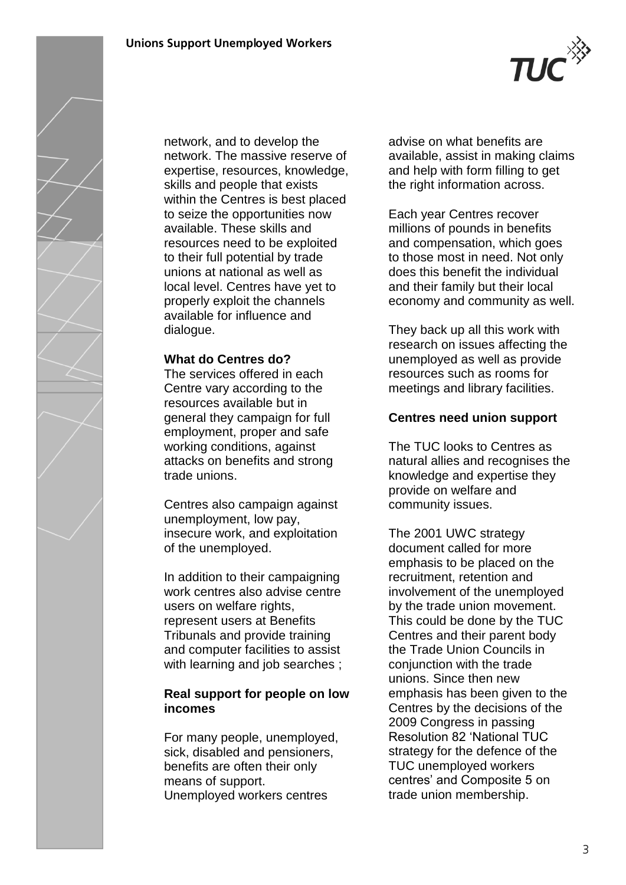network, and to develop the network. The massive reserve of expertise, resources, knowledge, skills and people that exists within the Centres is best placed to seize the opportunities now available. These skills and resources need to be exploited to their full potential by trade unions at national as well as local level. Centres have yet to properly exploit the channels available for influence and dialogue.

**What do Centres do?**

The services offered in each Centre vary according to the resources available but in general they campaign for full employment, proper and safe working conditions, against attacks on benefits and strong trade unions.

Centres also campaign against unemployment, low pay, insecure work, and exploitation of the unemployed.

In addition to their campaigning work centres also advise centre users on welfare rights, represent users at Benefits Tribunals and provide training and computer facilities to assist with learning and job searches ;

**Real support for people on low incomes**

For many people, unemployed, sick, disabled and pensioners, benefits are often their only means of support. Unemployed workers centres advise on what benefits are available, assist in making claims and help with form filling to get the right information across.

Each year Centres recover millions of pounds in benefits and compensation, which goes to those most in need. Not only does this benefit the individual and their family but their local economy and community as well.

They back up all this work with research on issues affecting the unemployed as well as provide resources such as rooms for meetings and library facilities.

**Centres need union support**

The TUC looks to Centres as natural allies and recognises the knowledge and expertise they provide on welfare and community issues.

The 2001 UWC strategy document called for more emphasis to be placed on the recruitment, retention and involvement of the unemployed by the trade union movement. This could be done by the TUC Centres and their parent body the Trade Union Councils in conjunction with the trade unions. Since then new emphasis has been given to the Centres by the decisions of the 2009 Congress in passing Resolution 82 'National TUC strategy for the defence of the TUC unemployed workers centres' and Composite 5 on trade union membership.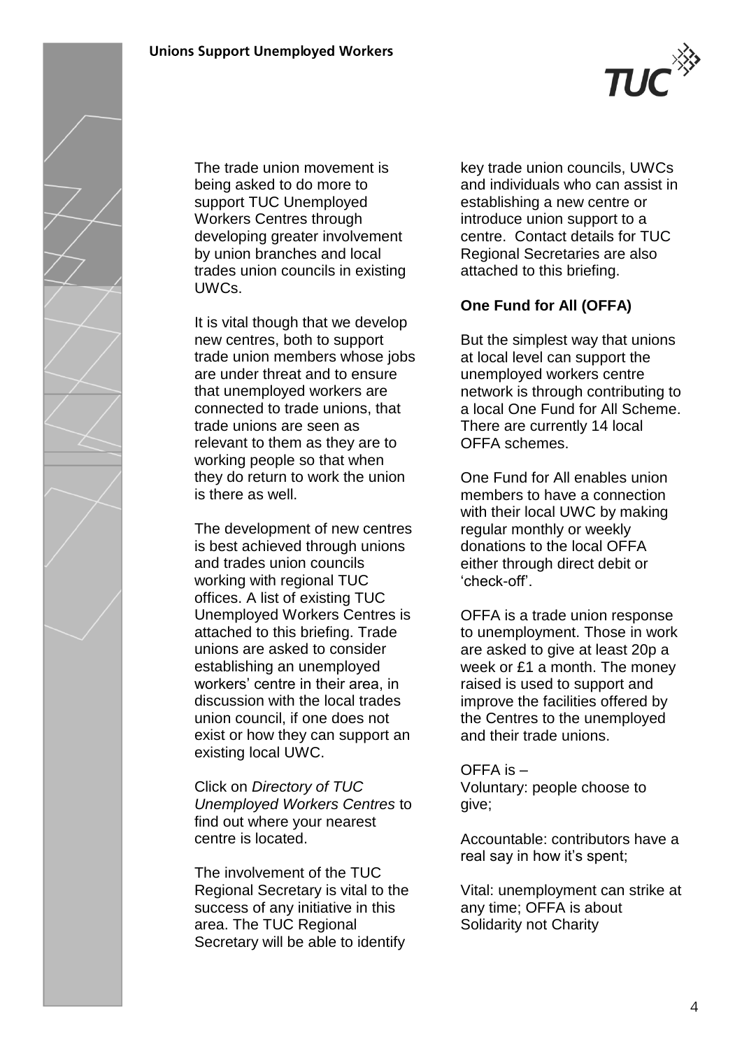The trade union movement is being asked to do more to support TUC Unemployed Workers Centres through developing greater involvement by union branches and local trades union councils in existing UWCs.

It is vital though that we develop new centres, both to support trade union members whose jobs are under threat and to ensure that unemployed workers are connected to trade unions, that trade unions are seen as relevant to them as they are to working people so that when they do return to work the union is there as well.

The development of new centres is best achieved through unions and trades union councils working with regional TUC offices. A list of existing TUC Unemployed Workers Centres is attached to this briefing. Trade unions are asked to consider establishing an unemployed workers' centre in their area, in discussion with the local trades union council, if one does not exist or how they can support an existing local UWC.

Click on *Directory of TUC Unemployed Workers Centres* to find out where your nearest centre is located.

The involvement of the TUC Regional Secretary is vital to the success of any initiative in this area. The TUC Regional Secretary will be able to identify key trade union councils, UWCs and individuals who can assist in establishing a new centre or introduce union support to a centre. Contact details for TUC Regional Secretaries are also attached to this briefing.

**One Fund for All (OFFA)**

But the simplest way that unions at local level can support the unemployed workers centre network is through contributing to a local One Fund for All Scheme. There are currently 14 local OFFA schemes.

One Fund for All enables union members to have a connection with their local UWC by making regular monthly or weekly donations to the local OFFA either through direct debit or 'check-off'.

OFFA is a trade union response to unemployment. Those in work are asked to give at least 20p a week or £1 a month. The money raised is used to support and improve the facilities offered by the Centres to the unemployed and their trade unions.

OFFA is –
Voluntary: people choose to give;

Accountable: contributors have a real say in how it's spent;

Vital: unemployment can strike at any time; OFFA is about Solidarity not Charity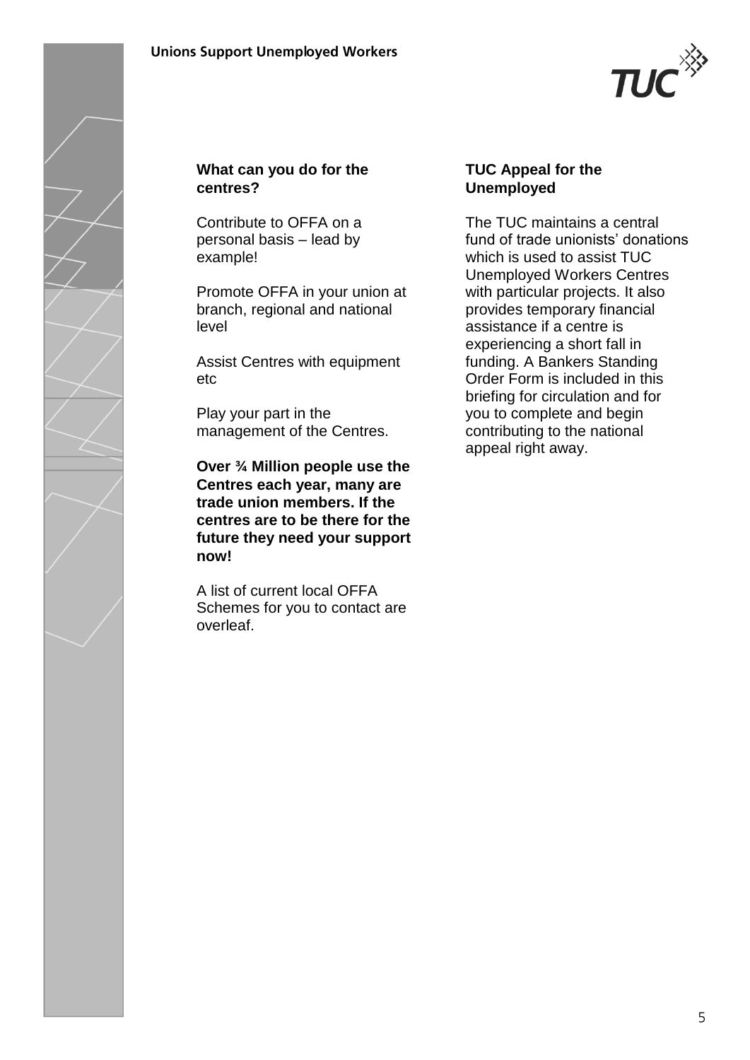## What can you do for the centres?

Contribute to OFFA on a personal basis – lead by example!

Promote OFFA in your union at branch, regional and national level

Assist Centres with equipment etc

Play your part in the management of the Centres.

**Over ¾ Million people use the Centres each year, many are trade union members. If the centres are to be there for the future they need your support now!**

A list of current local OFFA Schemes for you to contact are overleaf.

## TUC Appeal for the Unemployed

The TUC maintains a central fund of trade unionists' donations which is used to assist TUC Unemployed Workers Centres with particular projects. It also provides temporary financial assistance if a centre is experiencing a short fall in funding. A Bankers Standing Order Form is included in this briefing for circulation and for you to complete and begin contributing to the national appeal right away.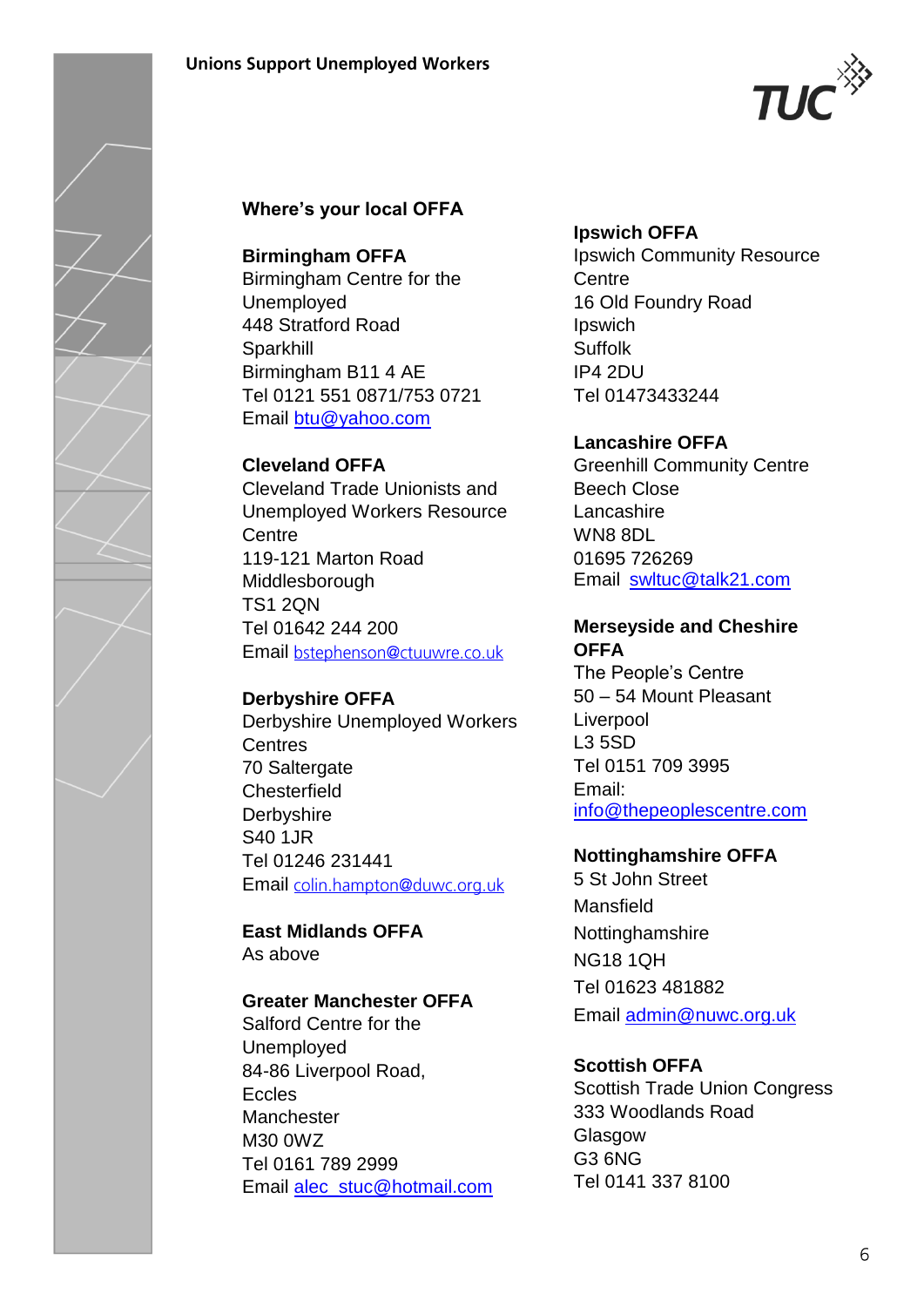## Where's your local OFFA

**Birmingham OFFA**
Birmingham Centre for the Unemployed
448 Stratford Road
Sparkhill
Birmingham B11 4 AE
Tel 0121 551 0871/753 0721
Email btu@yahoo.com

**Cleveland OFFA**
Cleveland Trade Unionists and Unemployed Workers Resource Centre
119-121 Marton Road
Middlesborough
TS1 2QN
Tel 01642 244 200
Email bstephenson@ctuuwre.co.uk

**Derbyshire OFFA**
Derbyshire Unemployed Workers Centres
70 Saltergate
Chesterfield
Derbyshire
S40 1JR
Tel 01246 231441
Email colin.hampton@duwc.org.uk

**East Midlands OFFA**
As above

**Greater Manchester OFFA**
Salford Centre for the Unemployed
84-86 Liverpool Road,
Eccles
Manchester
M30 0WZ
Tel 0161 789 2999
Email alec_stuc@hotmail.com

**Ipswich OFFA**
Ipswich Community Resource Centre
16 Old Foundry Road
Ipswich
Suffolk
IP4 2DU
Tel 01473433244

**Lancashire OFFA**
Greenhill Community Centre
Beech Close
Lancashire
WN8 8DL
01695 726269
Email swltuc@talk21.com

**Merseyside and Cheshire OFFA**
The People's Centre
50 – 54 Mount Pleasant
Liverpool
L3 5SD
Tel 0151 709 3995
Email:
info@thepeoplescentre.com

**Nottinghamshire OFFA**
5 St John Street
Mansfield
Nottinghamshire
NG18 1QH
Tel 01623 481882
Email admin@nuwc.org.uk

**Scottish OFFA**
Scottish Trade Union Congress
333 Woodlands Road
Glasgow
G3 6NG
Tel 0141 337 8100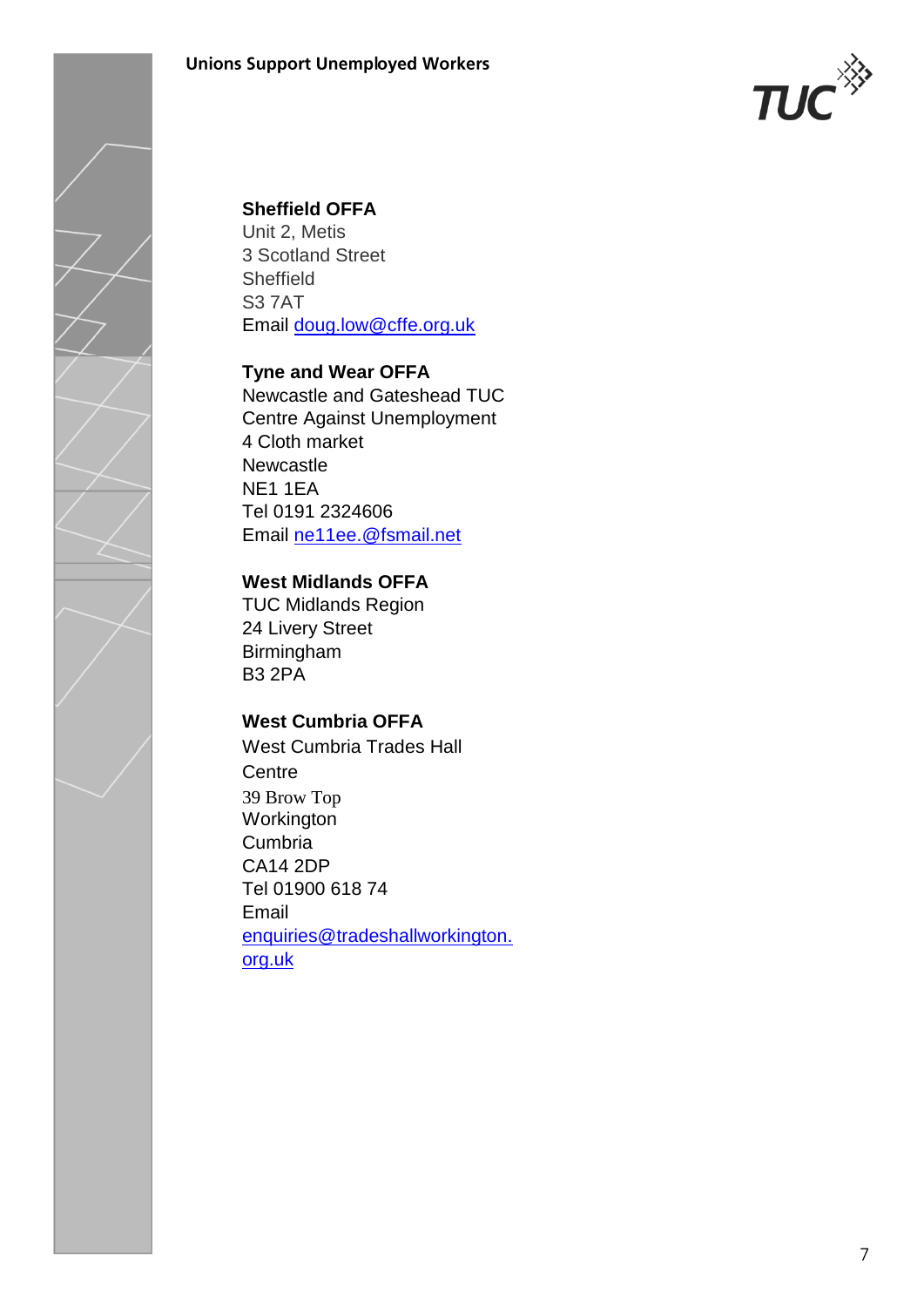**Sheffield OFFA**
Unit 2, Metis
3 Scotland Street
Sheffield
S3 7AT
Email doug.low@cffe.org.uk

**Tyne and Wear OFFA**
Newcastle and Gateshead TUC
Centre Against Unemployment
4 Cloth market
Newcastle
NE1 1EA
Tel 0191 2324606
Email ne11ee.@fsmail.net

**West Midlands OFFA**
TUC Midlands Region
24 Livery Street
Birmingham
B3 2PA

**West Cumbria OFFA**
West Cumbria Trades Hall
Centre
39 Brow Top
Workington
Cumbria
CA14 2DP
Tel 01900 618 74
Email
enquiries@tradeshallworkington.
org.uk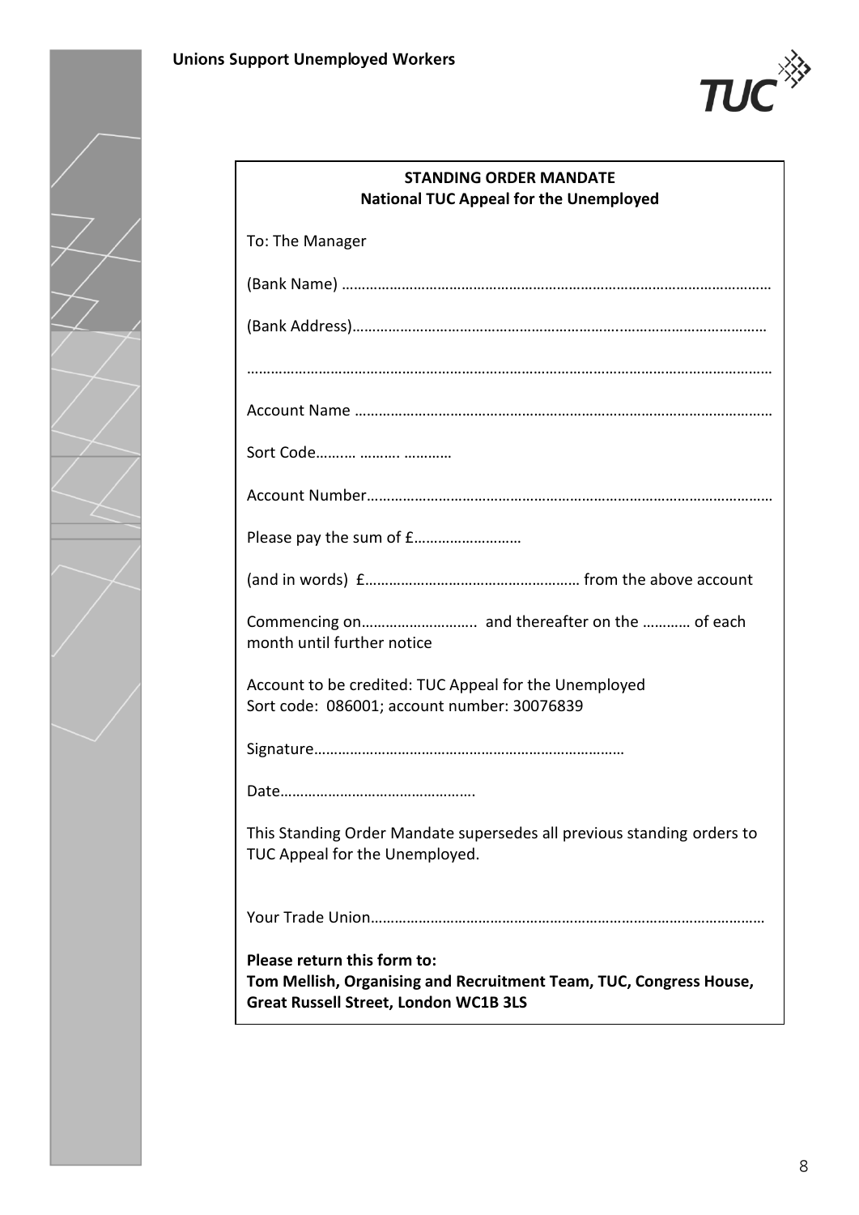**STANDING ORDER MANDATE**
**National TUC Appeal for the Unemployed**

To: The Manager

(Bank Name) ……………………………………………………………………………………………

(Bank Address)…………………………………………………………………………………………

……………………………………………………………………………………………………………

Account Name …………………………………………………………………………………………

Sort Code………. ………. …………

Account Number………………………………………………………………………………………

Please pay the sum of £………………………

(and in words) £……………………………………………… from the above account

Commencing on……………………….. and thereafter on the ………… of each month until further notice

Account to be credited: TUC Appeal for the Unemployed
Sort code: 086001; account number: 30076839

Signature……………………………………………………………………

Date………………………………………….

This Standing Order Mandate supersedes all previous standing orders to TUC Appeal for the Unemployed.

Your Trade Union………………………………………………………………………………………

**Please return this form to:**
**Tom Mellish, Organising and Recruitment Team, TUC, Congress House, Great Russell Street, London WC1B 3LS**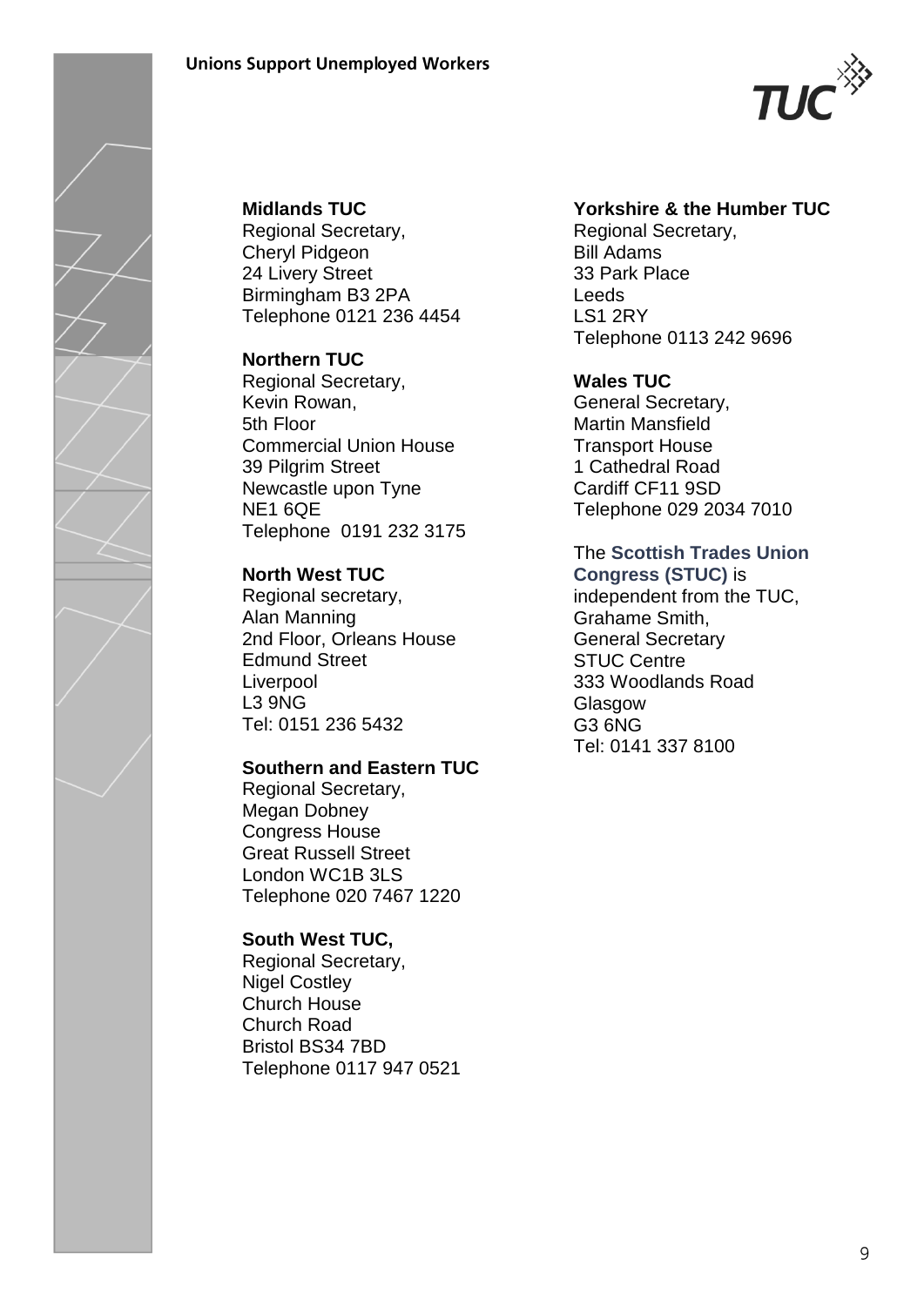**Midlands TUC**
Regional Secretary,
Cheryl Pidgeon
24 Livery Street
Birmingham B3 2PA
Telephone 0121 236 4454

**Northern TUC**
Regional Secretary,
Kevin Rowan,
5th Floor
Commercial Union House
39 Pilgrim Street
Newcastle upon Tyne
NE1 6QE
Telephone 0191 232 3175

**North West TUC**
Regional secretary,
Alan Manning
2nd Floor, Orleans House
Edmund Street
Liverpool
L3 9NG
Tel: 0151 236 5432

**Southern and Eastern TUC**
Regional Secretary,
Megan Dobney
Congress House
Great Russell Street
London WC1B 3LS
Telephone 020 7467 1220

**South West TUC,**
Regional Secretary,
Nigel Costley
Church House
Church Road
Bristol BS34 7BD
Telephone 0117 947 0521

**Yorkshire & the Humber TUC**
Regional Secretary,
Bill Adams
33 Park Place
Leeds
LS1 2RY
Telephone 0113 242 9696

**Wales TUC**
General Secretary,
Martin Mansfield
Transport House
1 Cathedral Road
Cardiff CF11 9SD
Telephone 029 2034 7010

The **Scottish Trades Union Congress (STUC)** is independent from the TUC,
Grahame Smith,
General Secretary
STUC Centre
333 Woodlands Road
Glasgow
G3 6NG
Tel: 0141 337 8100